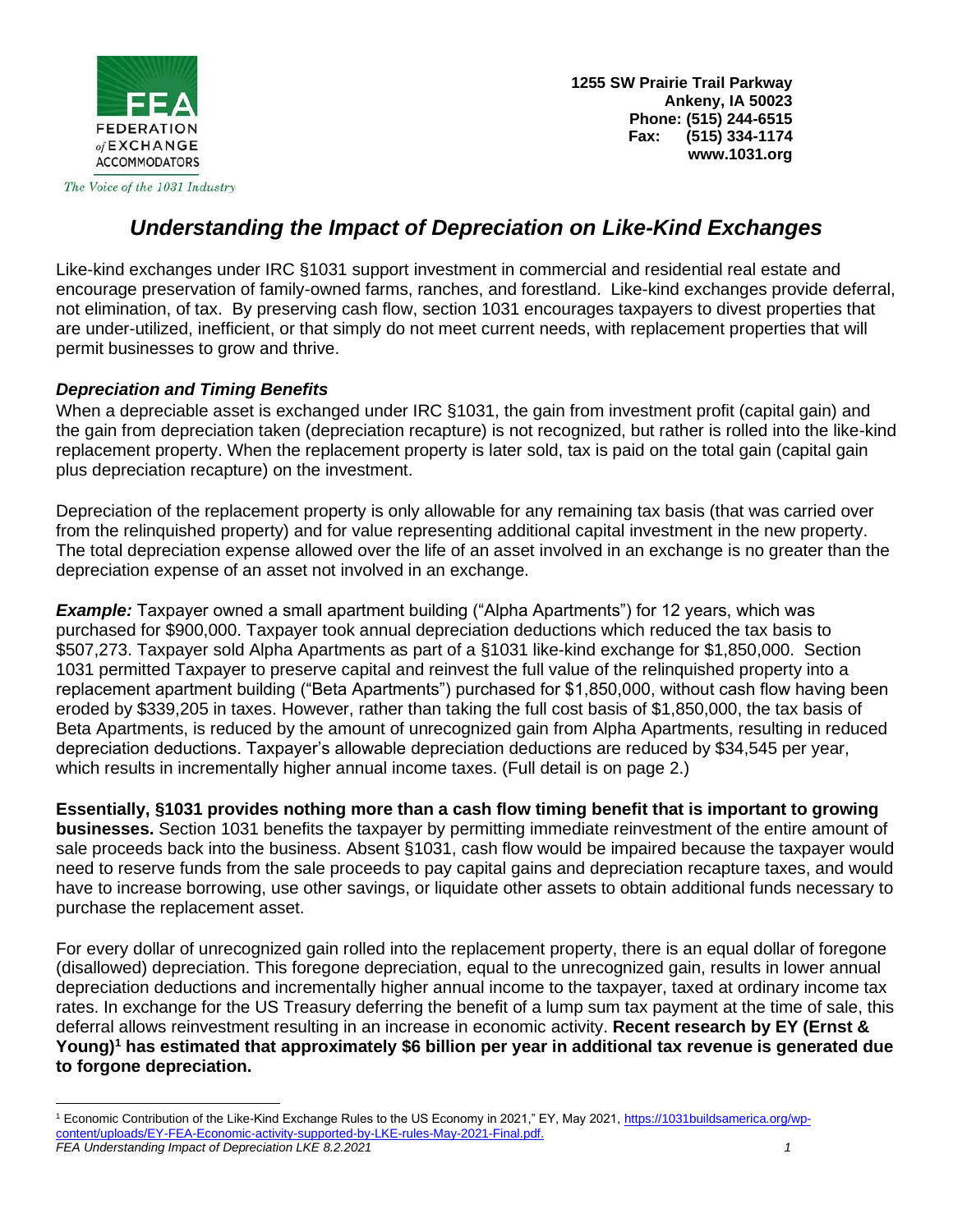FEA

FEDERATION *of* EXCHANGE ACCOMMODATORS

*The Voice of the 1031 Industry*

**1255 SW Prairie Trail Parkway**
**Ankeny, IA 50023**
**Phone: (515) 244-6515**
**Fax: (515) 334-1174**
**www.1031.org**

# *Understanding the Impact of Depreciation on Like-Kind Exchanges*

Like-kind exchanges under IRC §1031 support investment in commercial and residential real estate and encourage preservation of family-owned farms, ranches, and forestland. Like-kind exchanges provide deferral, not elimination, of tax. By preserving cash flow, section 1031 encourages taxpayers to divest properties that are under-utilized, inefficient, or that simply do not meet current needs, with replacement properties that will permit businesses to grow and thrive.

### *Depreciation and Timing Benefits*

When a depreciable asset is exchanged under IRC §1031, the gain from investment profit (capital gain) and the gain from depreciation taken (depreciation recapture) is not recognized, but rather is rolled into the like-kind replacement property. When the replacement property is later sold, tax is paid on the total gain (capital gain plus depreciation recapture) on the investment.

Depreciation of the replacement property is only allowable for any remaining tax basis (that was carried over from the relinquished property) and for value representing additional capital investment in the new property. The total depreciation expense allowed over the life of an asset involved in an exchange is no greater than the depreciation expense of an asset not involved in an exchange.

***Example:*** Taxpayer owned a small apartment building ("Alpha Apartments") for 12 years, which was purchased for $900,000. Taxpayer took annual depreciation deductions which reduced the tax basis to $507,273. Taxpayer sold Alpha Apartments as part of a §1031 like-kind exchange for $1,850,000. Section 1031 permitted Taxpayer to preserve capital and reinvest the full value of the relinquished property into a replacement apartment building ("Beta Apartments") purchased for $1,850,000, without cash flow having been eroded by $339,205 in taxes. However, rather than taking the full cost basis of $1,850,000, the tax basis of Beta Apartments, is reduced by the amount of unrecognized gain from Alpha Apartments, resulting in reduced depreciation deductions. Taxpayer's allowable depreciation deductions are reduced by $34,545 per year, which results in incrementally higher annual income taxes. (Full detail is on page 2.)

**Essentially, §1031 provides nothing more than a cash flow timing benefit that is important to growing businesses.** Section 1031 benefits the taxpayer by permitting immediate reinvestment of the entire amount of sale proceeds back into the business. Absent §1031, cash flow would be impaired because the taxpayer would need to reserve funds from the sale proceeds to pay capital gains and depreciation recapture taxes, and would have to increase borrowing, use other savings, or liquidate other assets to obtain additional funds necessary to purchase the replacement asset.

For every dollar of unrecognized gain rolled into the replacement property, there is an equal dollar of foregone (disallowed) depreciation. This foregone depreciation, equal to the unrecognized gain, results in lower annual depreciation deductions and incrementally higher annual income to the taxpayer, taxed at ordinary income tax rates. In exchange for the US Treasury deferring the benefit of a lump sum tax payment at the time of sale, this deferral allows reinvestment resulting in an increase in economic activity. **Recent research by EY (Ernst & Young)[1] has estimated that approximately $6 billion per year in additional tax revenue is generated due to forgone depreciation.**

[1] Economic Contribution of the Like-Kind Exchange Rules to the US Economy in 2021," EY, May 2021, https://1031buildsamerica.org/wp-content/uploads/EY-FEA-Economic-activity-supported-by-LKE-rules-May-2021-Final.pdf.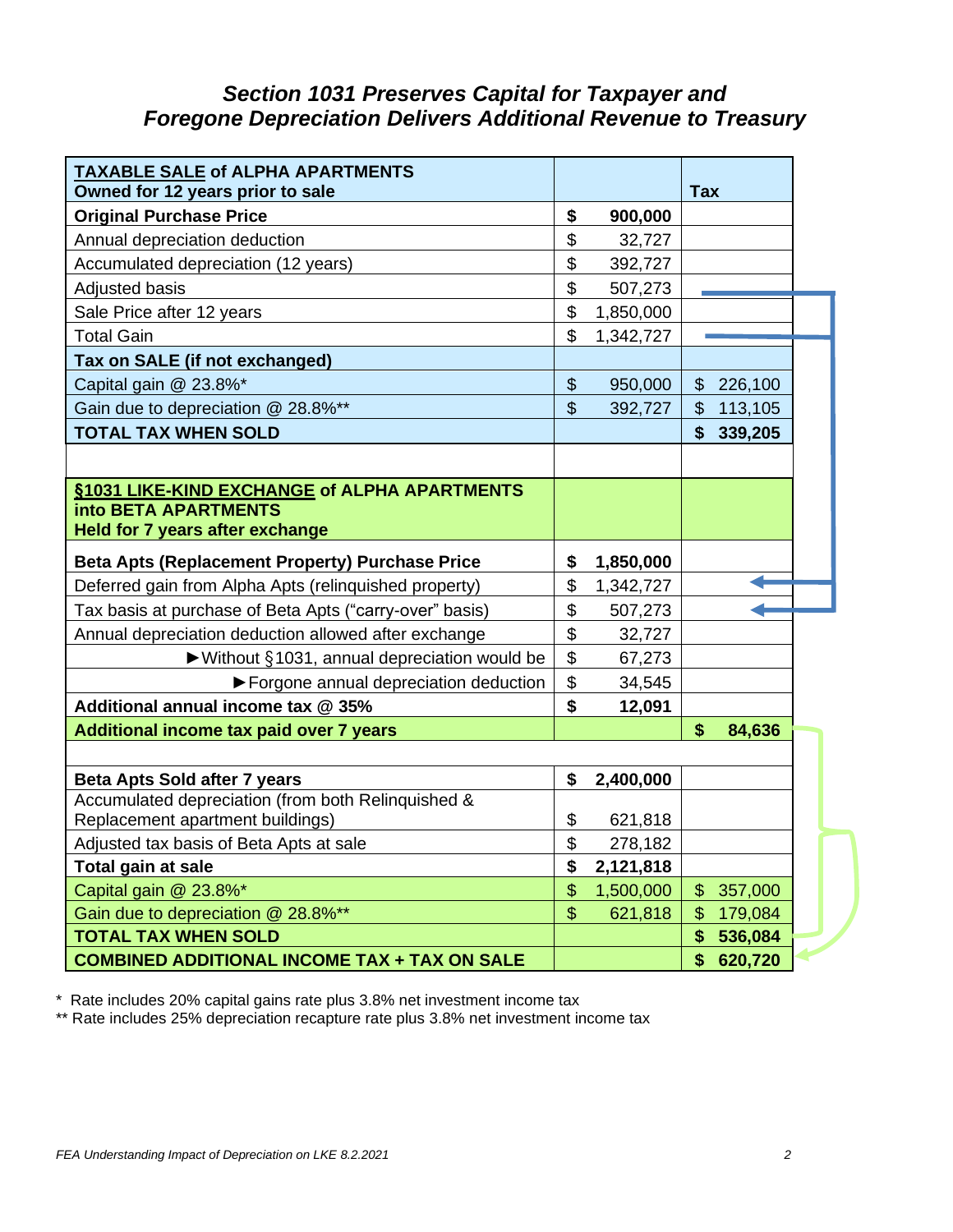## *Section 1031 Preserves Capital for Taxpayer and Foregone Depreciation Delivers Additional Revenue to Treasury*

| **TAXABLE SALE of ALPHA APARTMENTS Owned for 12 years prior to sale** | | **Tax** |
|---|---|---|
| **Original Purchase Price** | **$ 900,000** | |
| Annual depreciation deduction | $ 32,727 | |
| Accumulated depreciation (12 years) | $ 392,727 | |
| Adjusted basis | $ 507,273 | |
| Sale Price after 12 years | $ 1,850,000 | |
| Total Gain | $ 1,342,727 | |
| **Tax on SALE (if not exchanged)** | | |
| Capital gain @ 23.8%* | $ 950,000 | $ 226,100 |
| Gain due to depreciation @ 28.8%** | $ 392,727 | $ 113,105 |
| **TOTAL TAX WHEN SOLD** | | **$ 339,205** |
| | | |
| **§1031 LIKE-KIND EXCHANGE of ALPHA APARTMENTS into BETA APARTMENTS Held for 7 years after exchange** | | |
| **Beta Apts (Replacement Property) Purchase Price** | **$ 1,850,000** | |
| Deferred gain from Alpha Apts (relinquished property) | $ 1,342,727 | |
| Tax basis at purchase of Beta Apts ("carry-over" basis) | $ 507,273 | |
| Annual depreciation deduction allowed after exchange | $ 32,727 | |
| ►Without §1031, annual depreciation would be | $ 67,273 | |
| ►Forgone annual depreciation deduction | $ 34,545 | |
| **Additional annual income tax @ 35%** | **$ 12,091** | |
| **Additional income tax paid over 7 years** | | **$ 84,636** |
| | | |
| **Beta Apts Sold after 7 years** | **$ 2,400,000** | |
| Accumulated depreciation (from both Relinquished & Replacement apartment buildings) | $ 621,818 | |
| Adjusted tax basis of Beta Apts at sale | $ 278,182 | |
| **Total gain at sale** | **$ 2,121,818** | |
| Capital gain @ 23.8%* | $ 1,500,000 | $ 357,000 |
| Gain due to depreciation @ 28.8%** | $ 621,818 | $ 179,084 |
| **TOTAL TAX WHEN SOLD** | | **$ 536,084** |
| **COMBINED ADDITIONAL INCOME TAX + TAX ON SALE** | | **$ 620,720** |

\* Rate includes 20% capital gains rate plus 3.8% net investment income tax

\** Rate includes 25% depreciation recapture rate plus 3.8% net investment income tax